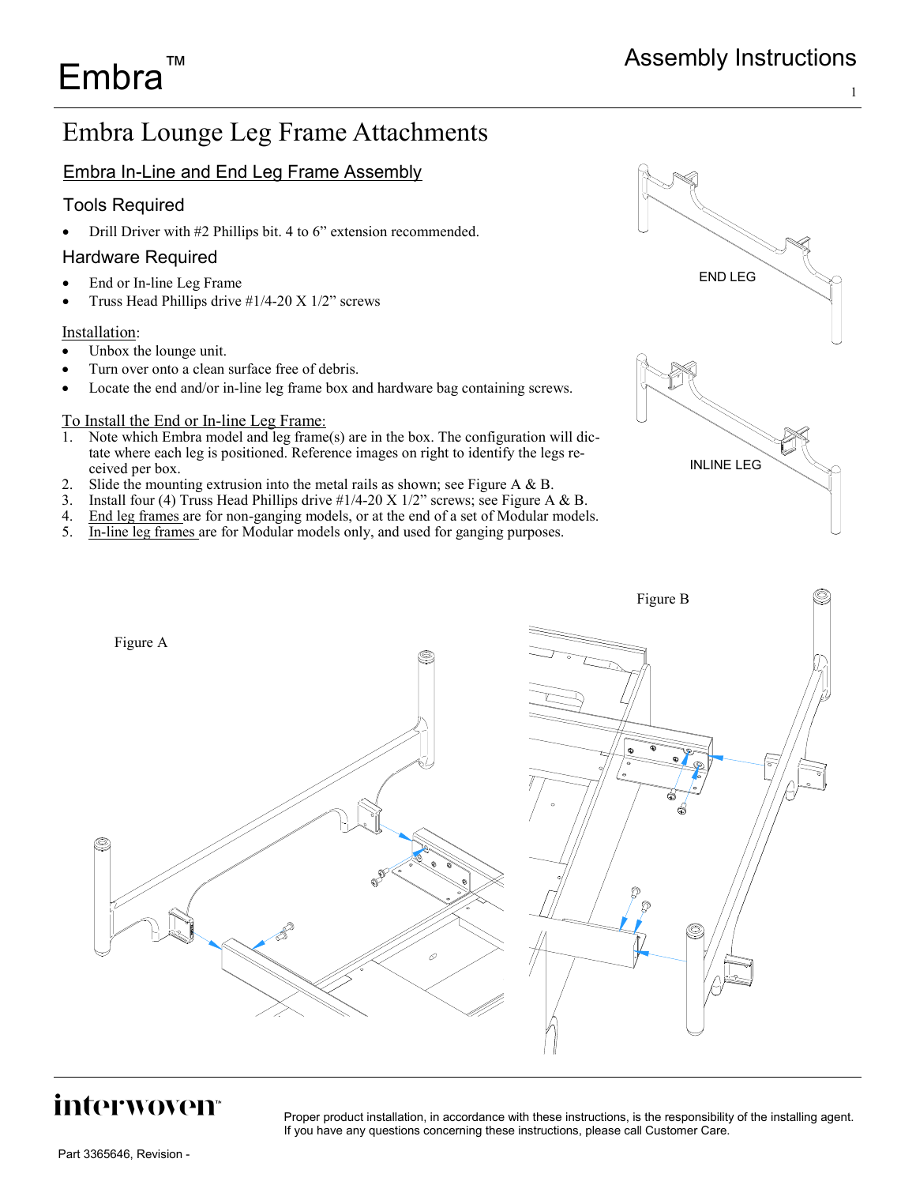# Embra Lounge Leg Frame Attachments

## Embra In-Line and End Leg Frame Assembly

### Tools Required

- Drill Driver with #2 Phillips bit. 4 to 6” extension recommended.

### Hardware Required

- End or In-line Leg Frame
- Truss Head Phillips drive #1/4-20 X 1/2” screws

Installation:

- Unbox the lounge unit.
- Turn over onto a clean surface free of debris.
- Locate the end and/or in-line leg frame box and hardware bag containing screws.

To Install the End or In-line Leg Frame:

1. Note which Embra model and leg frame(s) are in the box. The configuration will dictate where each leg is positioned. Reference images on right to identify the legs received per box.
2. Slide the mounting extrusion into the metal rails as shown; see Figure A & B.
3. Install four (4) Truss Head Phillips drive #1/4-20 X 1/2” screws; see Figure A & B.
4. End leg frames are for non-ganging models, or at the end of a set of Modular models.
5. In-line leg frames are for Modular models only, and used for ganging purposes.

END LEG

INLINE LEG

Figure A

Figure B

Proper product installation, in accordance with these instructions, is the responsibility of the installing agent. If you have any questions concerning these instructions, please call Customer Care.

Part 3365646, Revision -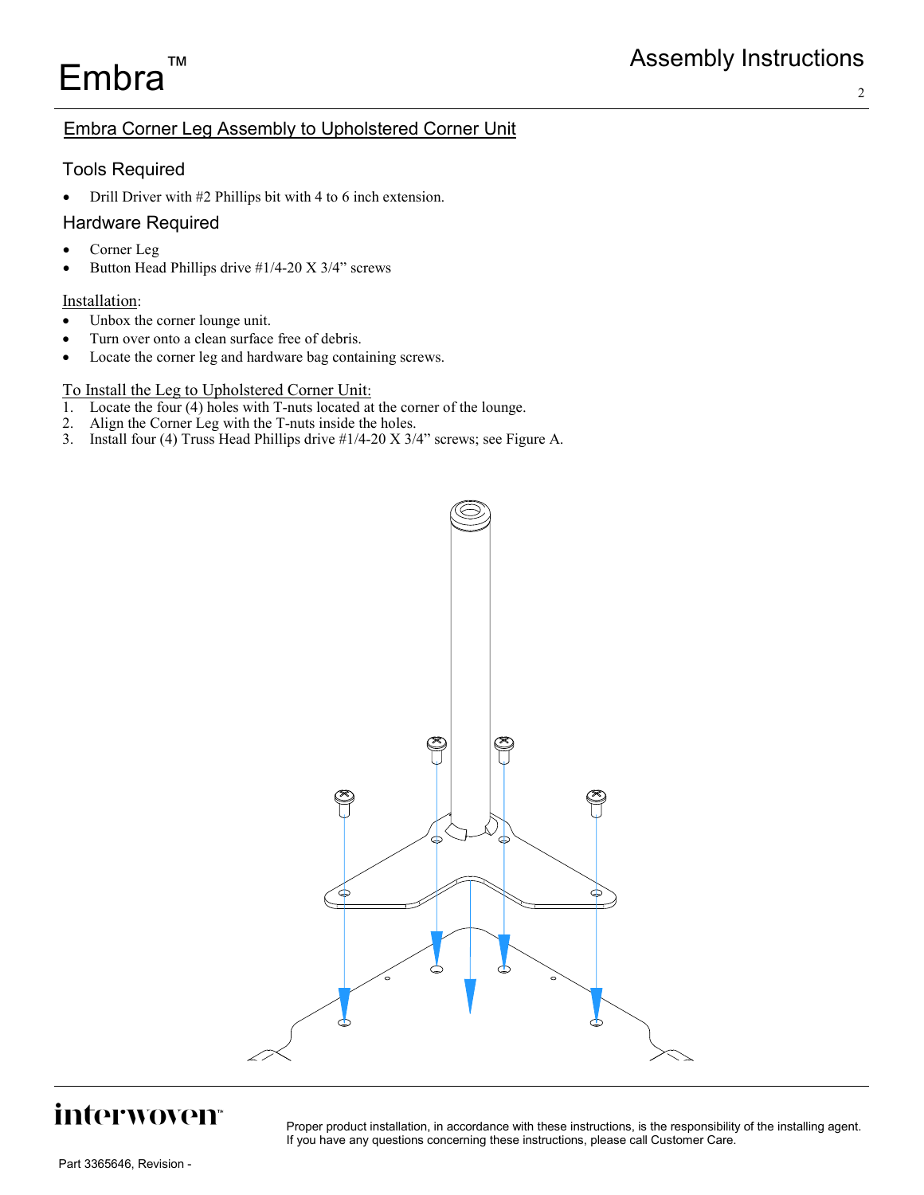## Embra Corner Leg Assembly to Upholstered Corner Unit

### Tools Required

- Drill Driver with #2 Phillips bit with 4 to 6 inch extension.

### Hardware Required

- Corner Leg
- Button Head Phillips drive #1/4-20 X 3/4" screws

Installation:

- Unbox the corner lounge unit.
- Turn over onto a clean surface free of debris.
- Locate the corner leg and hardware bag containing screws.

To Install the Leg to Upholstered Corner Unit:

1. Locate the four (4) holes with T-nuts located at the corner of the lounge.
2. Align the Corner Leg with the T-nuts inside the holes.
3. Install four (4) Truss Head Phillips drive #1/4-20 X 3/4" screws; see Figure A.

Proper product installation, in accordance with these instructions, is the responsibility of the installing agent.
If you have any questions concerning these instructions, please call Customer Care.

Part 3365646, Revision -